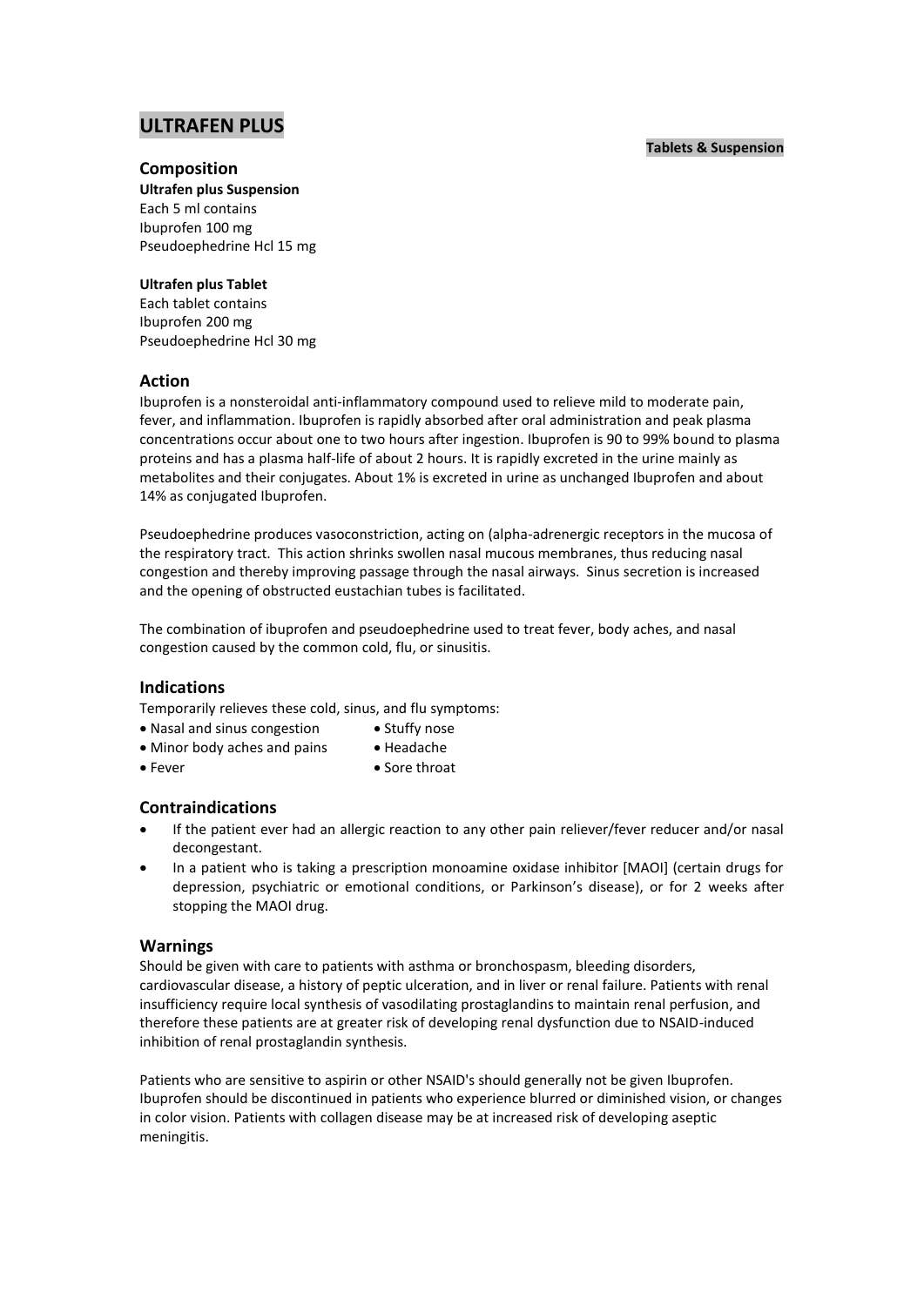# ULTRAFEN PLUS

**Tablets & Suspension**

## Composition

**Ultrafen plus Suspension**
Each 5 ml contains
Ibuprofen 100 mg
Pseudoephedrine Hcl 15 mg

**Ultrafen plus Tablet**
Each tablet contains
Ibuprofen 200 mg
Pseudoephedrine Hcl 30 mg

## Action

Ibuprofen is a nonsteroidal anti-inflammatory compound used to relieve mild to moderate pain, fever, and inflammation. Ibuprofen is rapidly absorbed after oral administration and peak plasma concentrations occur about one to two hours after ingestion. Ibuprofen is 90 to 99% bound to plasma proteins and has a plasma half-life of about 2 hours. It is rapidly excreted in the urine mainly as metabolites and their conjugates. About 1% is excreted in urine as unchanged Ibuprofen and about 14% as conjugated Ibuprofen.

Pseudoephedrine produces vasoconstriction, acting on (alpha-adrenergic receptors in the mucosa of the respiratory tract. This action shrinks swollen nasal mucous membranes, thus reducing nasal congestion and thereby improving passage through the nasal airways. Sinus secretion is increased and the opening of obstructed eustachian tubes is facilitated.

The combination of ibuprofen and pseudoephedrine used to treat fever, body aches, and nasal congestion caused by the common cold, flu, or sinusitis.

## Indications

Temporarily relieves these cold, sinus, and flu symptoms:

- Nasal and sinus congestion
- Stuffy nose
- Minor body aches and pains
- Headache
- Fever
- Sore throat

## Contraindications

- If the patient ever had an allergic reaction to any other pain reliever/fever reducer and/or nasal decongestant.
- In a patient who is taking a prescription monoamine oxidase inhibitor [MAOI] (certain drugs for depression, psychiatric or emotional conditions, or Parkinson's disease), or for 2 weeks after stopping the MAOI drug.

## Warnings

Should be given with care to patients with asthma or bronchospasm, bleeding disorders, cardiovascular disease, a history of peptic ulceration, and in liver or renal failure. Patients with renal insufficiency require local synthesis of vasodilating prostaglandins to maintain renal perfusion, and therefore these patients are at greater risk of developing renal dysfunction due to NSAID-induced inhibition of renal prostaglandin synthesis.

Patients who are sensitive to aspirin or other NSAID's should generally not be given Ibuprofen. Ibuprofen should be discontinued in patients who experience blurred or diminished vision, or changes in color vision. Patients with collagen disease may be at increased risk of developing aseptic meningitis.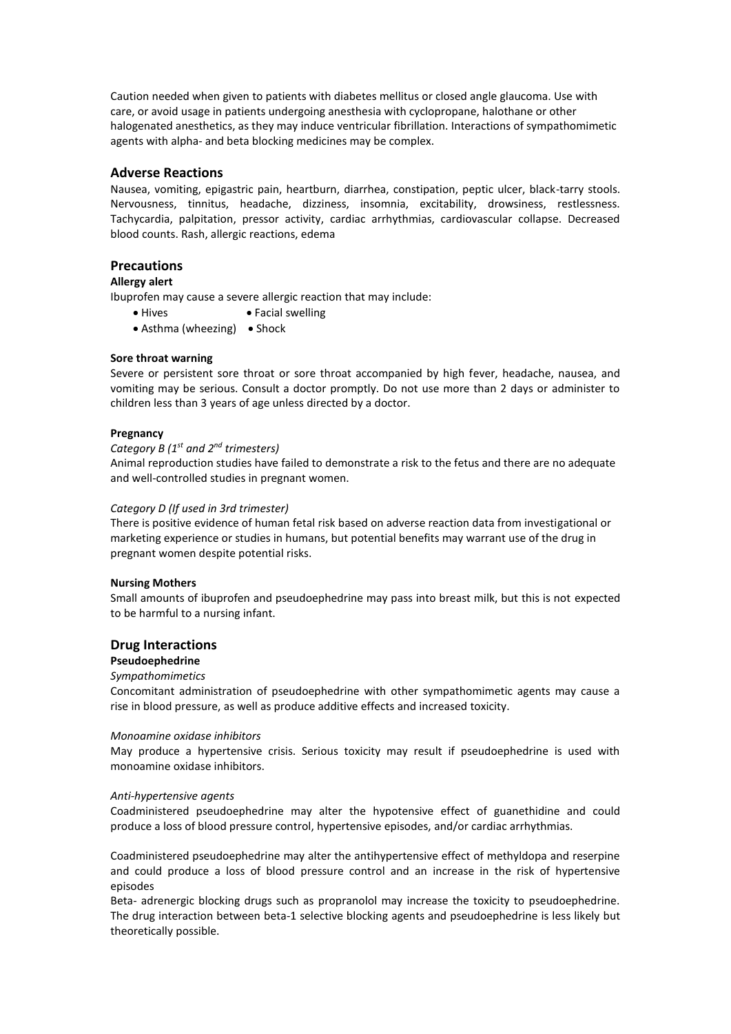Caution needed when given to patients with diabetes mellitus or closed angle glaucoma. Use with care, or avoid usage in patients undergoing anesthesia with cyclopropane, halothane or other halogenated anesthetics, as they may induce ventricular fibrillation. Interactions of sympathomimetic agents with alpha- and beta blocking medicines may be complex.

## Adverse Reactions

Nausea, vomiting, epigastric pain, heartburn, diarrhea, constipation, peptic ulcer, black-tarry stools. Nervousness, tinnitus, headache, dizziness, insomnia, excitability, drowsiness, restlessness. Tachycardia, palpitation, pressor activity, cardiac arrhythmias, cardiovascular collapse. Decreased blood counts. Rash, allergic reactions, edema

## Precautions

**Allergy alert**

Ibuprofen may cause a severe allergic reaction that may include:

- Hives
- Facial swelling
- Asthma (wheezing)
- Shock

**Sore throat warning**

Severe or persistent sore throat or sore throat accompanied by high fever, headache, nausea, and vomiting may be serious. Consult a doctor promptly. Do not use more than 2 days or administer to children less than 3 years of age unless directed by a doctor.

**Pregnancy**

*Category B (1st and 2nd trimesters)*

Animal reproduction studies have failed to demonstrate a risk to the fetus and there are no adequate and well-controlled studies in pregnant women.

*Category D (If used in 3rd trimester)*

There is positive evidence of human fetal risk based on adverse reaction data from investigational or marketing experience or studies in humans, but potential benefits may warrant use of the drug in pregnant women despite potential risks.

**Nursing Mothers**

Small amounts of ibuprofen and pseudoephedrine may pass into breast milk, but this is not expected to be harmful to a nursing infant.

## Drug Interactions

**Pseudoephedrine**

*Sympathomimetics*

Concomitant administration of pseudoephedrine with other sympathomimetic agents may cause a rise in blood pressure, as well as produce additive effects and increased toxicity.

*Monoamine oxidase inhibitors*

May produce a hypertensive crisis. Serious toxicity may result if pseudoephedrine is used with monoamine oxidase inhibitors.

*Anti-hypertensive agents*

Coadministered pseudoephedrine may alter the hypotensive effect of guanethidine and could produce a loss of blood pressure control, hypertensive episodes, and/or cardiac arrhythmias.

Coadministered pseudoephedrine may alter the antihypertensive effect of methyldopa and reserpine and could produce a loss of blood pressure control and an increase in the risk of hypertensive episodes

Beta- adrenergic blocking drugs such as propranolol may increase the toxicity to pseudoephedrine. The drug interaction between beta-1 selective blocking agents and pseudoephedrine is less likely but theoretically possible.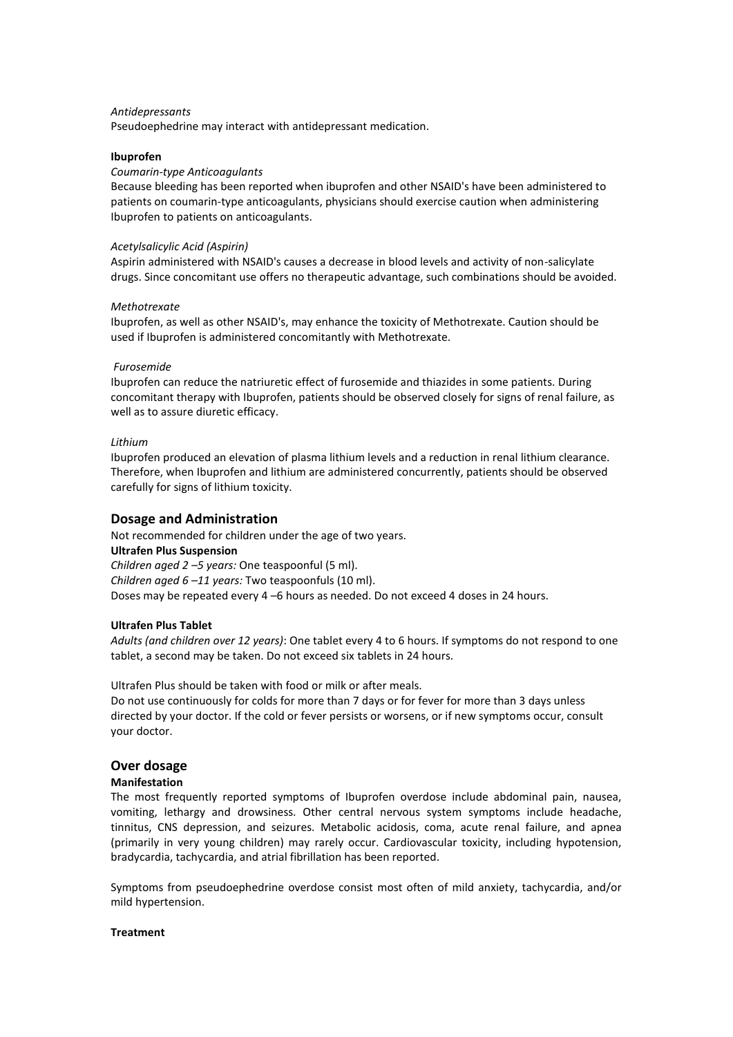*Antidepressants*

Pseudoephedrine may interact with antidepressant medication.

**Ibuprofen**

*Coumarin-type Anticoagulants*

Because bleeding has been reported when ibuprofen and other NSAID's have been administered to patients on coumarin-type anticoagulants, physicians should exercise caution when administering Ibuprofen to patients on anticoagulants.

*Acetylsalicylic Acid (Aspirin)*

Aspirin administered with NSAID's causes a decrease in blood levels and activity of non-salicylate drugs. Since concomitant use offers no therapeutic advantage, such combinations should be avoided.

*Methotrexate*

Ibuprofen, as well as other NSAID's, may enhance the toxicity of Methotrexate. Caution should be used if Ibuprofen is administered concomitantly with Methotrexate.

*Furosemide*

Ibuprofen can reduce the natriuretic effect of furosemide and thiazides in some patients. During concomitant therapy with Ibuprofen, patients should be observed closely for signs of renal failure, as well as to assure diuretic efficacy.

*Lithium*

Ibuprofen produced an elevation of plasma lithium levels and a reduction in renal lithium clearance. Therefore, when Ibuprofen and lithium are administered concurrently, patients should be observed carefully for signs of lithium toxicity.

## Dosage and Administration

Not recommended for children under the age of two years.

**Ultrafen Plus Suspension**

*Children aged 2 –5 years:* One teaspoonful (5 ml).
*Children aged 6 –11 years:* Two teaspoonfuls (10 ml).
Doses may be repeated every 4 –6 hours as needed. Do not exceed 4 doses in 24 hours.

**Ultrafen Plus Tablet**

*Adults (and children over 12 years)*: One tablet every 4 to 6 hours. If symptoms do not respond to one tablet, a second may be taken. Do not exceed six tablets in 24 hours.

Ultrafen Plus should be taken with food or milk or after meals.
Do not use continuously for colds for more than 7 days or for fever for more than 3 days unless directed by your doctor. If the cold or fever persists or worsens, or if new symptoms occur, consult your doctor.

## Over dosage

**Manifestation**

The most frequently reported symptoms of Ibuprofen overdose include abdominal pain, nausea, vomiting, lethargy and drowsiness. Other central nervous system symptoms include headache, tinnitus, CNS depression, and seizures. Metabolic acidosis, coma, acute renal failure, and apnea (primarily in very young children) may rarely occur. Cardiovascular toxicity, including hypotension, bradycardia, tachycardia, and atrial fibrillation has been reported.

Symptoms from pseudoephedrine overdose consist most often of mild anxiety, tachycardia, and/or mild hypertension.

**Treatment**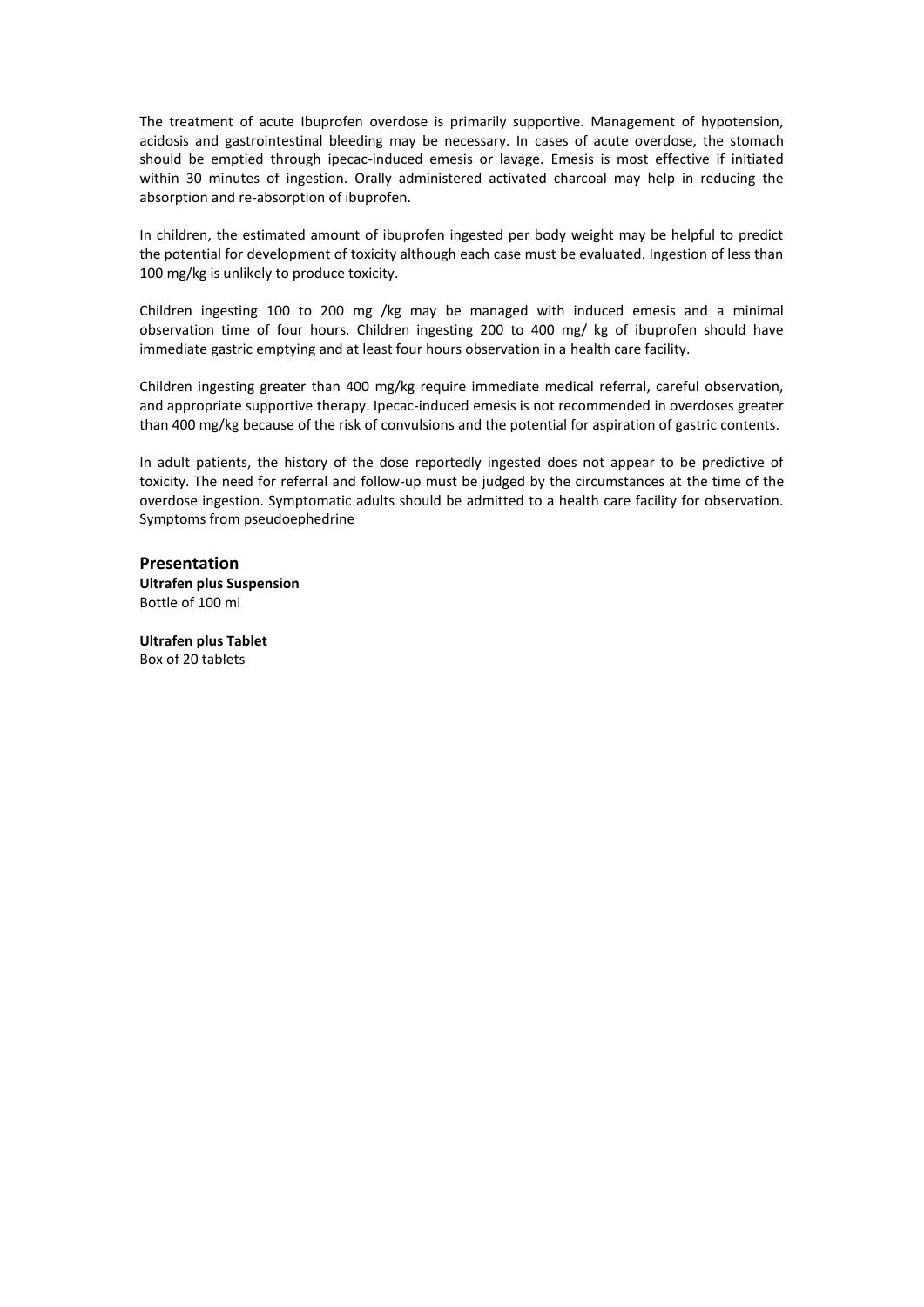The treatment of acute Ibuprofen overdose is primarily supportive. Management of hypotension, acidosis and gastrointestinal bleeding may be necessary. In cases of acute overdose, the stomach should be emptied through ipecac-induced emesis or lavage. Emesis is most effective if initiated within 30 minutes of ingestion. Orally administered activated charcoal may help in reducing the absorption and re-absorption of ibuprofen.

In children, the estimated amount of ibuprofen ingested per body weight may be helpful to predict the potential for development of toxicity although each case must be evaluated. Ingestion of less than 100 mg/kg is unlikely to produce toxicity.

Children ingesting 100 to 200 mg /kg may be managed with induced emesis and a minimal observation time of four hours. Children ingesting 200 to 400 mg/ kg of ibuprofen should have immediate gastric emptying and at least four hours observation in a health care facility.

Children ingesting greater than 400 mg/kg require immediate medical referral, careful observation, and appropriate supportive therapy. Ipecac-induced emesis is not recommended in overdoses greater than 400 mg/kg because of the risk of convulsions and the potential for aspiration of gastric contents.

In adult patients, the history of the dose reportedly ingested does not appear to be predictive of toxicity. The need for referral and follow-up must be judged by the circumstances at the time of the overdose ingestion. Symptomatic adults should be admitted to a health care facility for observation. Symptoms from pseudoephedrine

## Presentation

**Ultrafen plus Suspension**
Bottle of 100 ml

**Ultrafen plus Tablet**
Box of 20 tablets